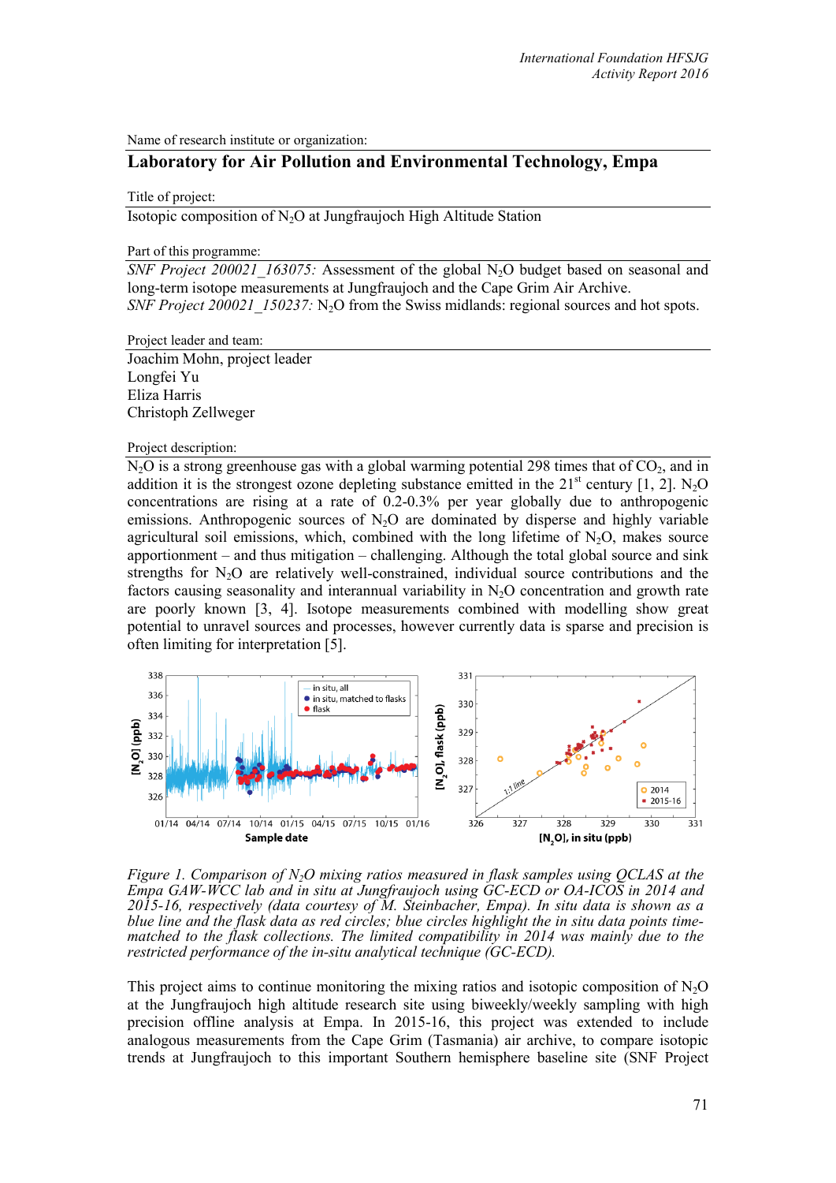Name of research institute or organization:

**Laboratory for Air Pollution and Environmental Technology, Empa**

Title of project:

Isotopic composition of $N_2O$ at Jungfraujoch High Altitude Station

Part of this programme:

*SNF Project 200021_163075:* Assessment of the global $N_2O$ budget based on seasonal and long-term isotope measurements at Jungfraujoch and the Cape Grim Air Archive.
*SNF Project 200021_150237:* $N_2O$ from the Swiss midlands: regional sources and hot spots.

Project leader and team:

Joachim Mohn, project leader
Longfei Yu
Eliza Harris
Christoph Zellweger

Project description:

$N_2O$ is a strong greenhouse gas with a global warming potential 298 times that of $CO_2$, and in addition it is the strongest ozone depleting substance emitted in the 21st century [1, 2]. $N_2O$ concentrations are rising at a rate of 0.2-0.3% per year globally due to anthropogenic emissions. Anthropogenic sources of $N_2O$ are dominated by disperse and highly variable agricultural soil emissions, which, combined with the long lifetime of $N_2O$, makes source apportionment – and thus mitigation – challenging. Although the total global source and sink strengths for $N_2O$ are relatively well-constrained, individual source contributions and the factors causing seasonality and interannual variability in $N_2O$ concentration and growth rate are poorly known [3, 4]. Isotope measurements combined with modelling show great potential to unravel sources and processes, however currently data is sparse and precision is often limiting for interpretation [5].

*Figure 1. Comparison of $N_2O$ mixing ratios measured in flask samples using QCLAS at the Empa GAW-WCC lab and in situ at Jungfraujoch using GC-ECD or OA-ICOS in 2014 and 2015-16, respectively (data courtesy of M. Steinbacher, Empa). In situ data is shown as a blue line and the flask data as red circles; blue circles highlight the in situ data points time-matched to the flask collections. The limited compatibility in 2014 was mainly due to the restricted performance of the in-situ analytical technique (GC-ECD).*

This project aims to continue monitoring the mixing ratios and isotopic composition of $N_2O$ at the Jungfraujoch high altitude research site using biweekly/weekly sampling with high precision offline analysis at Empa. In 2015-16, this project was extended to include analogous measurements from the Cape Grim (Tasmania) air archive, to compare isotopic trends at Jungfraujoch to this important Southern hemisphere baseline site (SNF Project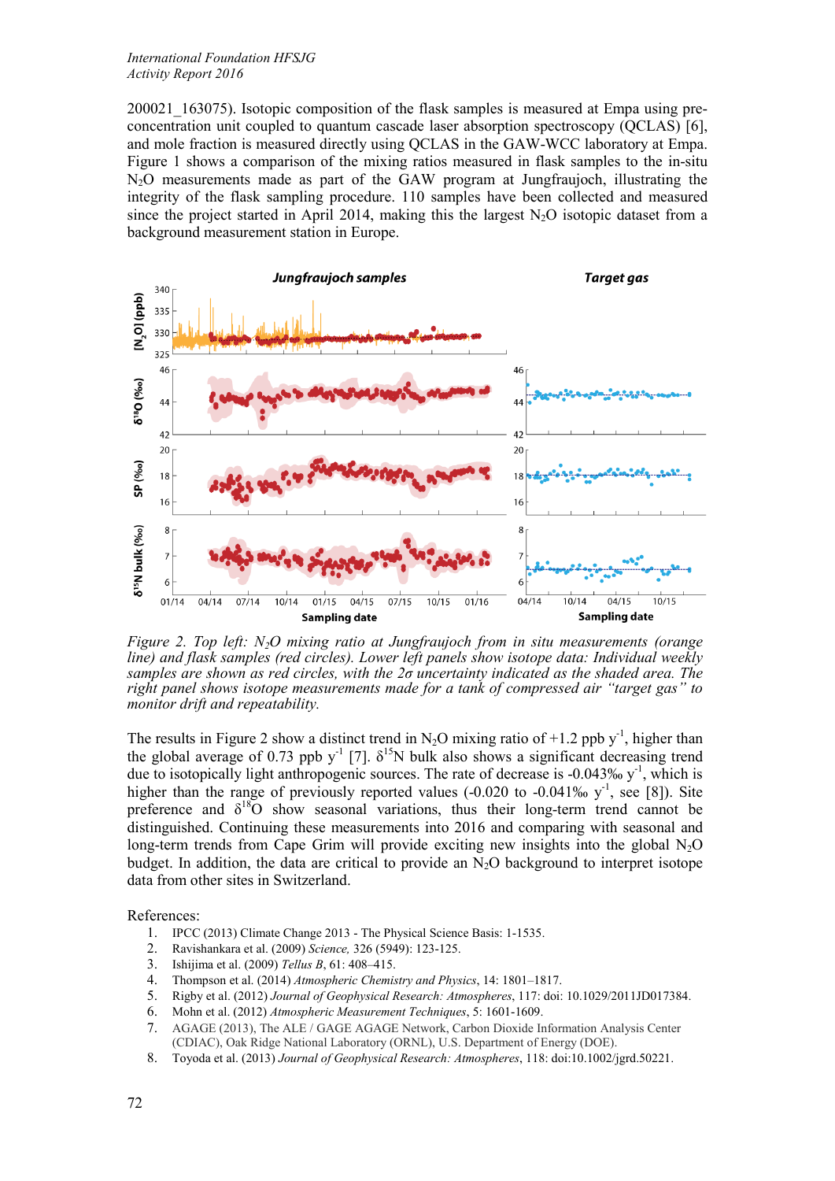200021_163075). Isotopic composition of the flask samples is measured at Empa using pre-concentration unit coupled to quantum cascade laser absorption spectroscopy (QCLAS) [6], and mole fraction is measured directly using QCLAS in the GAW-WCC laboratory at Empa. Figure 1 shows a comparison of the mixing ratios measured in flask samples to the in-situ $N_2O$ measurements made as part of the GAW program at Jungfraujoch, illustrating the integrity of the flask sampling procedure. 110 samples have been collected and measured since the project started in April 2014, making this the largest $N_2O$ isotopic dataset from a background measurement station in Europe.

*Figure 2. Top left: $N_2O$ mixing ratio at Jungfraujoch from in situ measurements (orange line) and flask samples (red circles). Lower left panels show isotope data: Individual weekly samples are shown as red circles, with the 2σ uncertainty indicated as the shaded area. The right panel shows isotope measurements made for a tank of compressed air "target gas" to monitor drift and repeatability.*

The results in Figure 2 show a distinct trend in $N_2O$ mixing ratio of +1.2 ppb $y^{-1}$, higher than the global average of 0.73 ppb $y^{-1}$ [7]. $\delta^{15}N$ bulk also shows a significant decreasing trend due to isotopically light anthropogenic sources. The rate of decrease is -0.043‰ $y^{-1}$, which is higher than the range of previously reported values (-0.020 to -0.041‰ $y^{-1}$, see [8]). Site preference and $\delta^{18}O$ show seasonal variations, thus their long-term trend cannot be distinguished. Continuing these measurements into 2016 and comparing with seasonal and long-term trends from Cape Grim will provide exciting new insights into the global $N_2O$ budget. In addition, the data are critical to provide an $N_2O$ background to interpret isotope data from other sites in Switzerland.

References:

1. IPCC (2013) Climate Change 2013 - The Physical Science Basis: 1-1535.
2. Ravishankara et al. (2009) *Science,* 326 (5949): 123-125.
3. Ishijima et al. (2009) *Tellus B*, 61: 408–415.
4. Thompson et al. (2014) *Atmospheric Chemistry and Physics*, 14: 1801–1817.
5. Rigby et al. (2012) *Journal of Geophysical Research: Atmospheres*, 117: doi: 10.1029/2011JD017384.
6. Mohn et al. (2012) *Atmospheric Measurement Techniques*, 5: 1601-1609.
7. AGAGE (2013), The ALE / GAGE AGAGE Network, Carbon Dioxide Information Analysis Center (CDIAC), Oak Ridge National Laboratory (ORNL), U.S. Department of Energy (DOE).
8. Toyoda et al. (2013) *Journal of Geophysical Research: Atmospheres*, 118: doi:10.1002/jgrd.50221.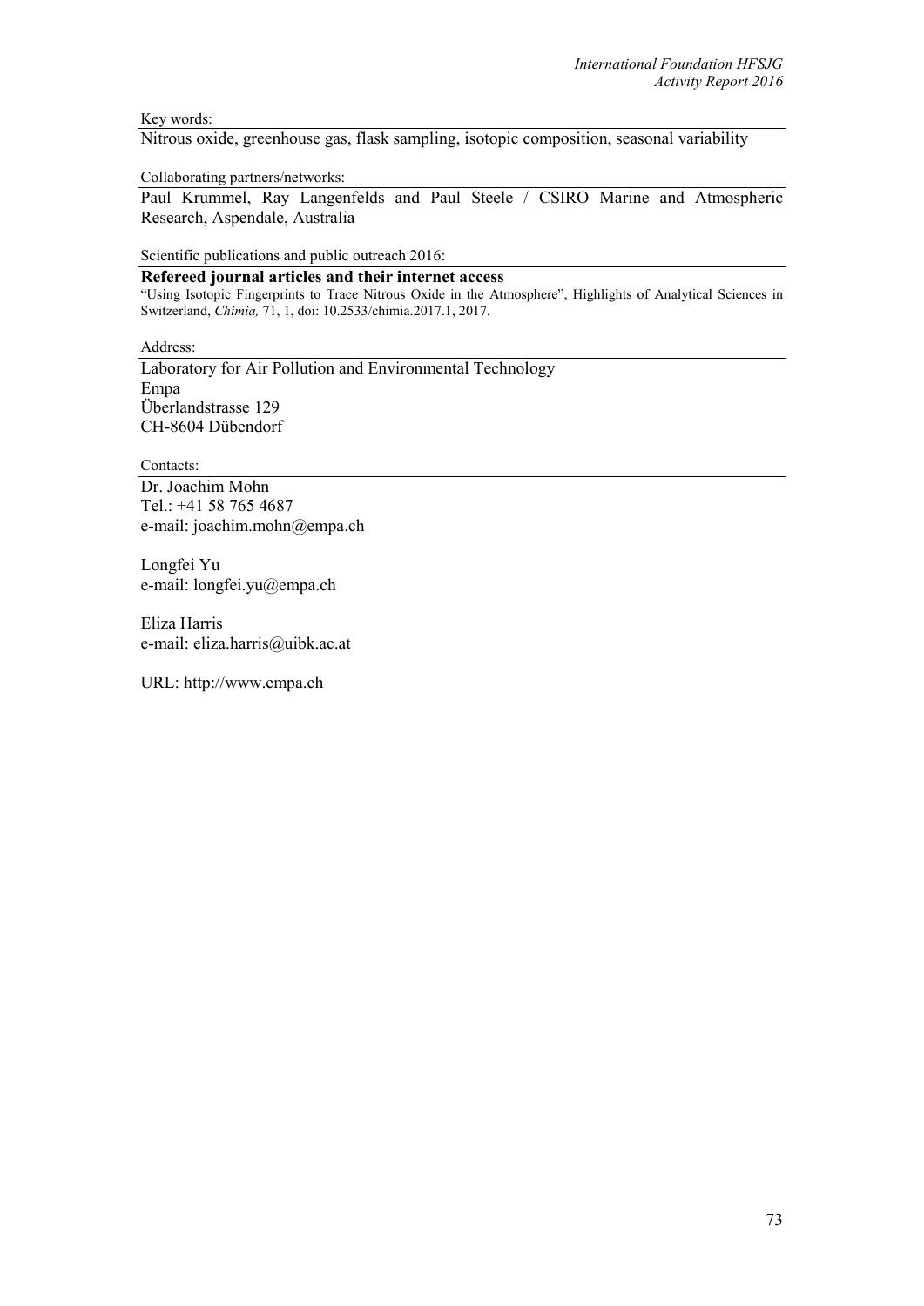Key words:

Nitrous oxide, greenhouse gas, flask sampling, isotopic composition, seasonal variability

Collaborating partners/networks:

Paul Krummel, Ray Langenfelds and Paul Steele / CSIRO Marine and Atmospheric Research, Aspendale, Australia

Scientific publications and public outreach 2016:

**Refereed journal articles and their internet access**

"Using Isotopic Fingerprints to Trace Nitrous Oxide in the Atmosphere", Highlights of Analytical Sciences in Switzerland, *Chimia,* 71, 1, doi: 10.2533/chimia.2017.1, 2017.

Address:

Laboratory for Air Pollution and Environmental Technology
Empa
Überlandstrasse 129
CH-8604 Dübendorf

Contacts:

Dr. Joachim Mohn
Tel.: +41 58 765 4687
e-mail: joachim.mohn@empa.ch

Longfei Yu
e-mail: longfei.yu@empa.ch

Eliza Harris
e-mail: eliza.harris@uibk.ac.at

URL: http://www.empa.ch